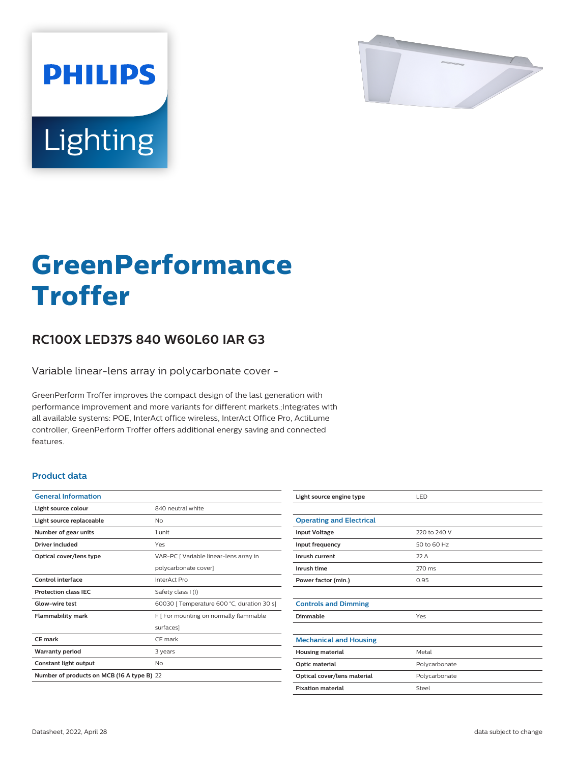# GreenPerformance Troffer

## RC100X LED37S 840 W60L60 IAR G3

Variable linear-lens array in polycarbonate cover -

GreenPerform Troffer improves the compact design of the last generation with performance improvement and more variants for different markets.;Integrates with all available systems: POE, InterAct office wireless, InterAct Office Pro, ActiLume controller, GreenPerform Troffer offers additional energy saving and connected features.

### Product data

| General Information | |
|---|---|
| Light source colour | 840 neutral white |
| Light source replaceable | No |
| Number of gear units | 1 unit |
| Driver included | Yes |
| Optical cover/lens type | VAR-PC [ Variable linear-lens array in polycarbonate cover] |
| Control interface | InterAct Pro |
| Protection class IEC | Safety class I (I) |
| Glow-wire test | 60030 [ Temperature 600 °C, duration 30 s] |
| Flammability mark | F [ For mounting on normally flammable surfaces] |
| CE mark | CE mark |
| Warranty period | 3 years |
| Constant light output | No |
| Number of products on MCB (16 A type B) | 22 |

| | |
|---|---|
| Light source engine type | LED |

| Operating and Electrical | |
|---|---|
| Input Voltage | 220 to 240 V |
| Input frequency | 50 to 60 Hz |
| Inrush current | 22 A |
| Inrush time | 270 ms |
| Power factor (min.) | 0.95 |

| Controls and Dimming | |
|---|---|
| Dimmable | Yes |

| Mechanical and Housing | |
|---|---|
| Housing material | Metal |
| Optic material | Polycarbonate |
| Optical cover/lens material | Polycarbonate |
| Fixation material | Steel |

Datasheet, 2022, April 28

data subject to change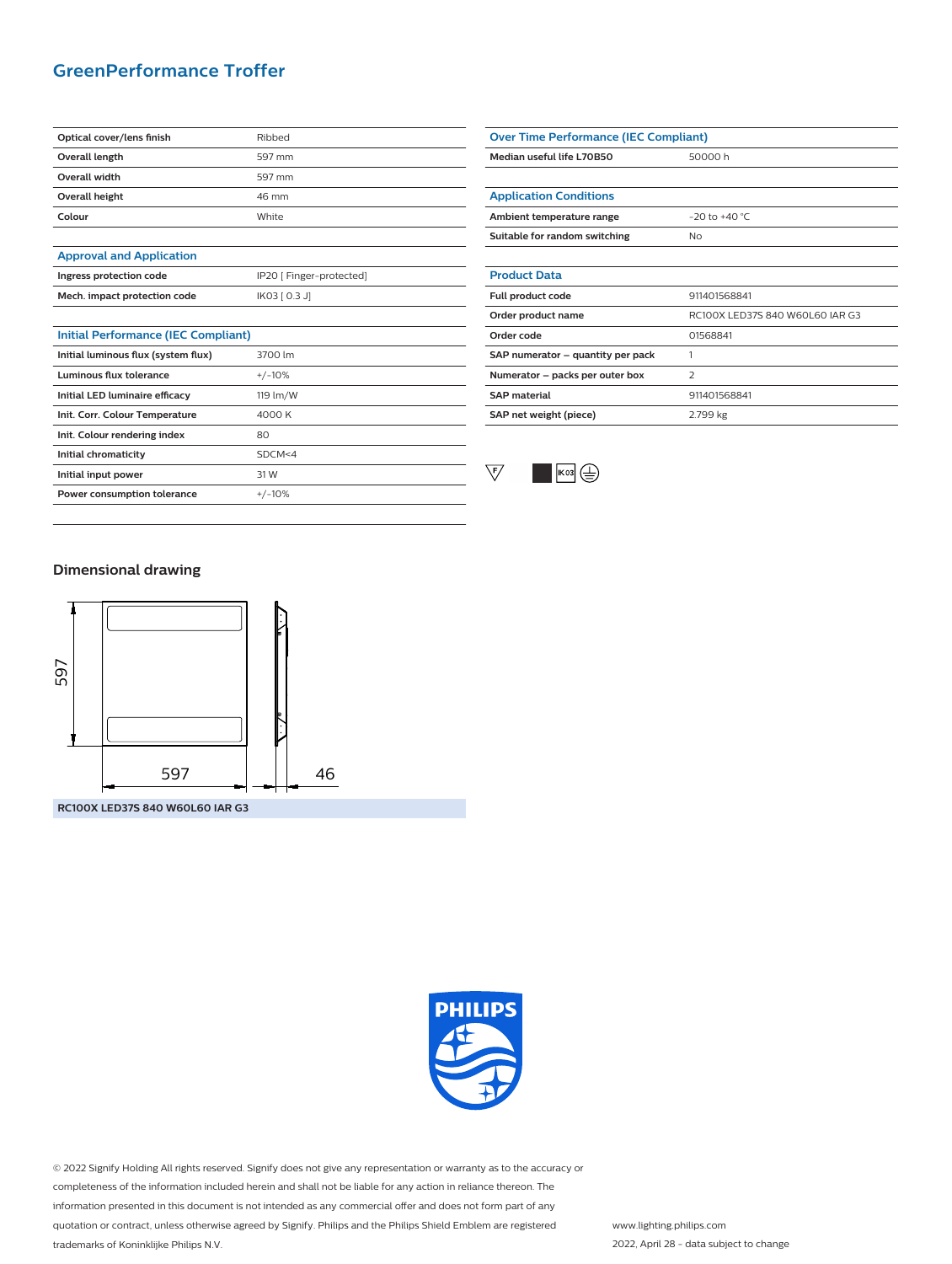## GreenPerformance Troffer

| | |
|---|---|
| Optical cover/lens finish | Ribbed |
| Overall length | 597 mm |
| Overall width | 597 mm |
| Overall height | 46 mm |
| Colour | White |

### Approval and Application

| | |
|---|---|
| Ingress protection code | IP20 [ Finger-protected] |
| Mech. impact protection code | IK03 [ 0.3 J] |

### Initial Performance (IEC Compliant)

| | |
|---|---|
| Initial luminous flux (system flux) | 3700 lm |
| Luminous flux tolerance | +/-10% |
| Initial LED luminaire efficacy | 119 lm/W |
| Init. Corr. Colour Temperature | 4000 K |
| Init. Colour rendering index | 80 |
| Initial chromaticity | SDCM<4 |
| Initial input power | 31 W |
| Power consumption tolerance | +/-10% |

### Over Time Performance (IEC Compliant)

| | |
|---|---|
| Median useful life L70B50 | 50000 h |

### Application Conditions

| | |
|---|---|
| Ambient temperature range | -20 to +40 °C |
| Suitable for random switching | No |

### Product Data

| | |
|---|---|
| Full product code | 911401568841 |
| Order product name | RC100X LED37S 840 W60L60 IAR G3 |
| Order code | 01568841 |
| SAP numerator – quantity per pack | 1 |
| Numerator – packs per outer box | 2 |
| SAP material | 911401568841 |
| SAP net weight (piece) | 2.799 kg |

F IK03

### Dimensional drawing

597

597

46

RC100X LED37S 840 W60L60 IAR G3

PHILIPS

© 2022 Signify Holding All rights reserved. Signify does not give any representation or warranty as to the accuracy or completeness of the information included herein and shall not be liable for any action in reliance thereon. The information presented in this document is not intended as any commercial offer and does not form part of any quotation or contract, unless otherwise agreed by Signify. Philips and the Philips Shield Emblem are registered trademarks of Koninklijke Philips N.V.

www.lighting.philips.com

2022, April 28 - data subject to change